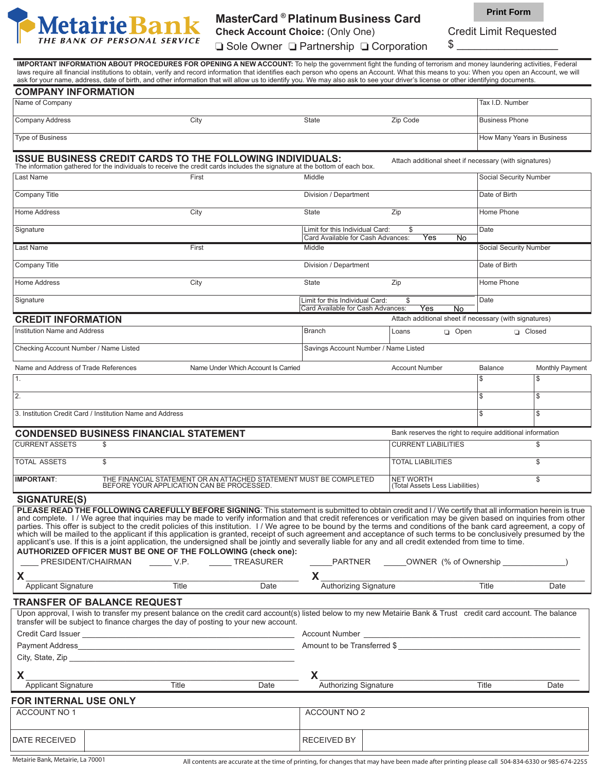# MetairieBank

*THE BANK OF PERSONAL SERVICE*

## MasterCard® Platinum Business Card

**Check Account Choice:** (Only One)

❏ Sole Owner ❏ Partnership ❏ Corporation

Credit Limit Requested

$ ________________

**IMPORTANT INFORMATION ABOUT PROCEDURES FOR OPENING A NEW ACCOUNT:** To help the government fight the funding of terrorism and money laundering activities, Federal laws require all financial institutions to obtain, verify and record information that identifies each person who opens an Account. What this means to you: When you open an Account, we will ask for your name, address, date of birth, and other information that will allow us to identify you. We may also ask to see your driver's license or other identifying documents.

## COMPANY INFORMATION

| Name of Company | | | | Tax I.D. Number |
|---|---|---|---|---|
| Company Address | City | State | Zip Code | Business Phone |
| Type of Business | | | | How Many Years in Business |

## ISSUE BUSINESS CREDIT CARDS TO THE FOLLOWING INDIVIDUALS:

The information gathered for the individuals to receive the credit cards includes the signature at the bottom of each box.

Attach additional sheet if necessary (with signatures)

| Last Name | First | Middle | | Social Security Number |
|---|---|---|---|---|
| Company Title | | Division / Department | | Date of Birth |
| Home Address | City | State | Zip | Home Phone |
| Signature | | Limit for this Individual Card: $<br>Card Available for Cash Advances: Yes No | | Date |
| Last Name | First | Middle | | Social Security Number |
| Company Title | | Division / Department | | Date of Birth |
| Home Address | City | State | Zip | Home Phone |
| Signature | | Limit for this Individual Card: $<br>Card Available for Cash Advances: Yes No | | Date |

## CREDIT INFORMATION

Attach additional sheet if necessary (with signatures)

| Institution Name and Address | Branch | Loans ❏ Open ❏ Closed |
|---|---|---|
| Checking Account Number / Name Listed | Savings Account Number / Name Listed | |

| Name and Address of Trade References | Name Under Which Account Is Carried | Account Number | Balance | Monthly Payment |
|---|---|---|---|---|
| 1. | | | $ | $ |
| 2. | | | $ | $ |
| 3. Institution Credit Card / Institution Name and Address | | | $ | $ |

## CONDENSED BUSINESS FINANCIAL STATEMENT

Bank reserves the right to require additional information

| CURRENT ASSETS | $ | CURRENT LIABILITIES | $ |
|---|---|---|---|
| TOTAL ASSETS | $ | TOTAL LIABILITIES | $ |
| **IMPORTANT**: | THE FINANCIAL STATEMENT OR AN ATTACHED STATEMENT MUST BE COMPLETED BEFORE YOUR APPLICATION CAN BE PROCESSED. | NET WORTH (Total Assets Less Liabilities) | $ |

## SIGNATURE(S)

**PLEASE READ THE FOLLOWING CAREFULLY BEFORE SIGNING**: This statement is submitted to obtain credit and I / We certify that all information herein is true and complete. I / We agree that inquiries may be made to verify information and that credit references or verification may be given based on inquiries from other parties. This offer is subject to the credit policies of this institution. I / We agree to be bound by the terms and conditions of the bank card agreement, a copy of which will be mailed to the applicant if this application is granted, receipt of such agreement and acceptance of such terms to be conclusively presumed by the applicant's use. If this is a joint application, the undersigned shall be jointly and severally liable for any and all credit extended from time to time.

**AUTHORIZED OFFICER MUST BE ONE OF THE FOLLOWING (check one):**

____ PRESIDENT/CHAIRMAN ____ V.P. ____ TREASURER ____ PARTNER ____ OWNER (% of Ownership ____________)

X ______________________________ Applicant Signature Title Date

X ______________________________ Authorizing Signature Title Date

## TRANSFER OF BALANCE REQUEST

Upon approval, I wish to transfer my present balance on the credit card account(s) listed below to my new Metairie Bank & Trust credit card account. The balance transfer will be subject to finance charges the day of posting to your new account.

Credit Card Issuer ______________________________

Account Number ______________________________

Payment Address ______________________________

Amount to be Transferred $ ______________________________

City, State, Zip ______________________________

X ______________________________ Applicant Signature Title Date

X ______________________________ Authorizing Signature Title Date

## FOR INTERNAL USE ONLY

| ACCOUNT NO 1 | | ACCOUNT NO 2 | |
|---|---|---|---|
| DATE RECEIVED | | RECEIVED BY | |

Metairie Bank, Metairie, La 70001

All contents are accurate at the time of printing, for changes that may have been made after printing please call 504-834-6330 or 985-674-2255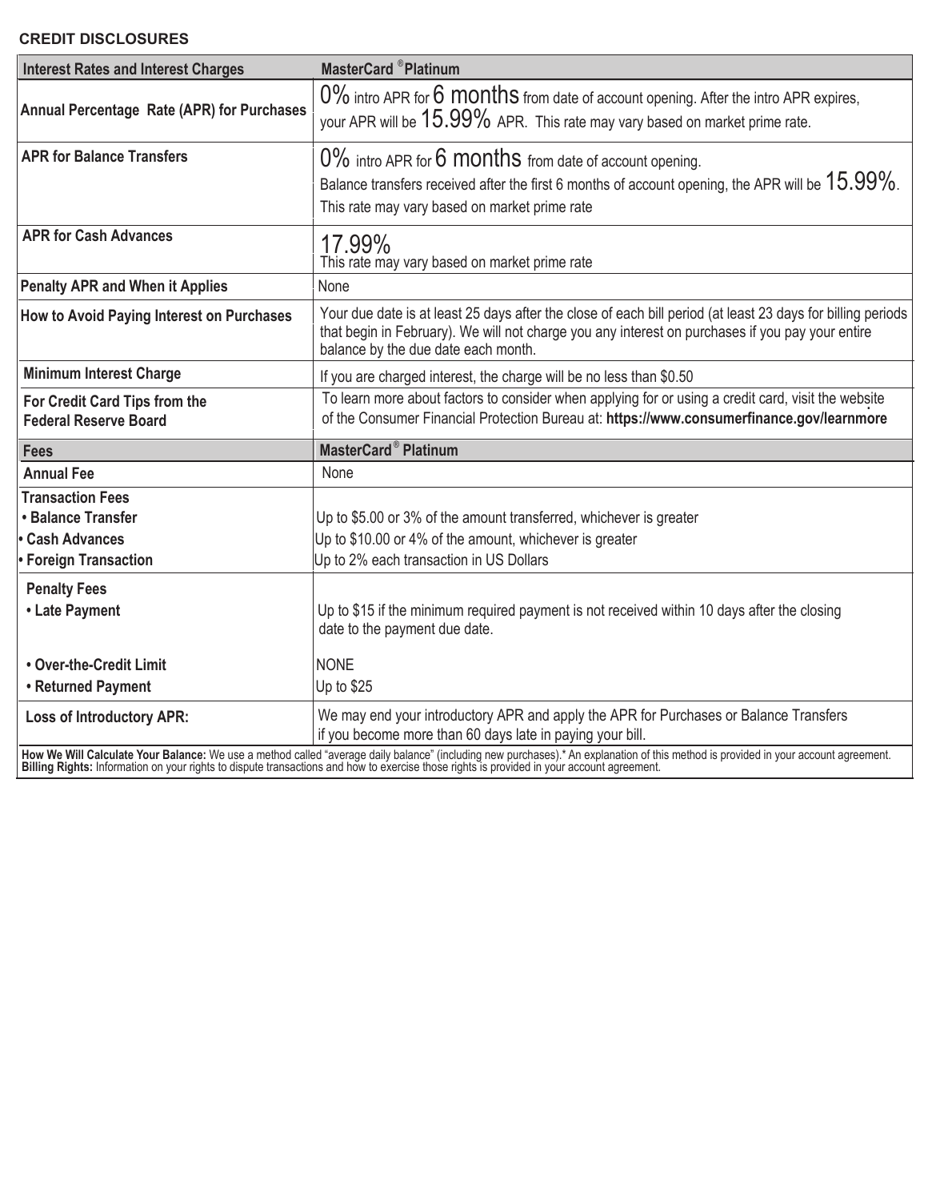**CREDIT DISCLOSURES**

| Interest Rates and Interest Charges | MasterCard® Platinum |
|---|---|
| **Annual Percentage Rate (APR) for Purchases** | 0% intro APR for 6 months from date of account opening. After the intro APR expires, your APR will be 15.99% APR. This rate may vary based on market prime rate. |
| **APR for Balance Transfers** | 0% intro APR for 6 months from date of account opening. Balance transfers received after the first 6 months of account opening, the APR will be 15.99%. This rate may vary based on market prime rate |
| **APR for Cash Advances** | 17.99% This rate may vary based on market prime rate |
| **Penalty APR and When it Applies** | None |
| **How to Avoid Paying Interest on Purchases** | Your due date is at least 25 days after the close of each bill period (at least 23 days for billing periods that begin in February). We will not charge you any interest on purchases if you pay your entire balance by the due date each month. |
| **Minimum Interest Charge** | If you are charged interest, the charge will be no less than $0.50 |
| **For Credit Card Tips from the Federal Reserve Board** | To learn more about factors to consider when applying for or using a credit card, visit the website of the Consumer Financial Protection Bureau at: **https://www.consumerfinance.gov/learnmore** |
| **Fees** | **MasterCard® Platinum** |
| **Annual Fee** | None |
| **Transaction Fees** | |
| **• Balance Transfer** | Up to $5.00 or 3% of the amount transferred, whichever is greater |
| **• Cash Advances** | Up to $10.00 or 4% of the amount, whichever is greater |
| **• Foreign Transaction** | Up to 2% each transaction in US Dollars |
| **Penalty Fees** | |
| **• Late Payment** | Up to $15 if the minimum required payment is not received within 10 days after the closing date to the payment due date. |
| **• Over-the-Credit Limit** | NONE |
| **• Returned Payment** | Up to $25 |
| **Loss of Introductory APR:** | We may end your introductory APR and apply the APR for Purchases or Balance Transfers if you become more than 60 days late in paying your bill. |

**How We Will Calculate Your Balance:** We use a method called "average daily balance" (including new purchases).* An explanation of this method is provided in your account agreement.
**Billing Rights:** Information on your rights to dispute transactions and how to exercise those rights is provided in your account agreement.